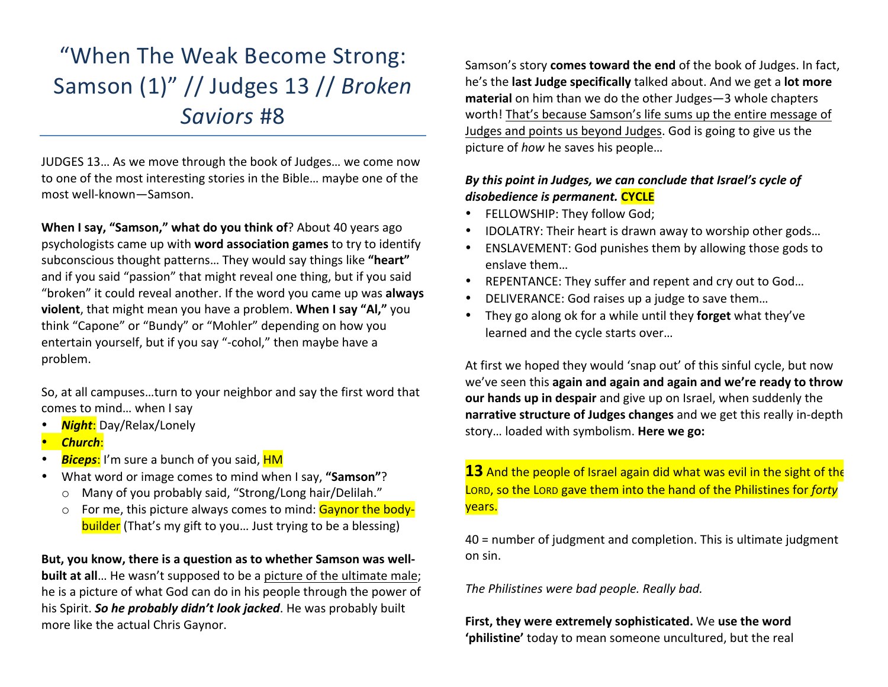# "When The Weak Become Strong: Samson (1)" // Judges 13 // *Broken Saviors* #8

JUDGES 13… As we move through the book of Judges… we come now to one of the most interesting stories in the Bible… maybe one of the most well-known—Samson.

**When I say, "Samson," what do you think of**? About 40 years ago psychologists came up with **word association games** to try to identify subconscious thought patterns… They would say things like **"heart"** and if you said "passion" that might reveal one thing, but if you said "broken" it could reveal another. If the word you came up was **always violent**, that might mean you have a problem. **When I say "Al,"** you think "Capone" or "Bundy" or "Mohler" depending on how you entertain yourself, but if you say "-cohol," then maybe have a problem.

So, at all campuses…turn to your neighbor and say the first word that comes to mind… when I say

- ***Night***: Day/Relax/Lonely
- ***Church***:
- ***Biceps***: I'm sure a bunch of you said, HM
- What word or image comes to mind when I say, **"Samson"**?
  - Many of you probably said, "Strong/Long hair/Delilah."
  - For me, this picture always comes to mind: Gaynor the body-builder (That's my gift to you… Just trying to be a blessing)

**But, you know, there is a question as to whether Samson was well-built at all**… He wasn't supposed to be a picture of the ultimate male; he is a picture of what God can do in his people through the power of his Spirit. ***So he probably didn't look jacked***. He was probably built more like the actual Chris Gaynor.

Samson's story **comes toward the end** of the book of Judges. In fact, he's the **last Judge specifically** talked about. And we get a **lot more material** on him than we do the other Judges—3 whole chapters worth! That's because Samson's life sums up the entire message of Judges and points us beyond Judges. God is going to give us the picture of *how* he saves his people…

***By this point in Judges, we can conclude that Israel's cycle of disobedience is permanent.*** **CYCLE**

- FELLOWSHIP: They follow God;
- IDOLATRY: Their heart is drawn away to worship other gods…
- ENSLAVEMENT: God punishes them by allowing those gods to enslave them…
- REPENTANCE: They suffer and repent and cry out to God…
- DELIVERANCE: God raises up a judge to save them…
- They go along ok for a while until they **forget** what they've learned and the cycle starts over…

At first we hoped they would 'snap out' of this sinful cycle, but now we've seen this **again and again and again and we're ready to throw our hands up in despair** and give up on Israel, when suddenly the **narrative structure of Judges changes** and we get this really in-depth story… loaded with symbolism. **Here we go:**

**13** And the people of Israel again did what was evil in the sight of the LORD, so the LORD gave them into the hand of the Philistines for *forty* years.

40 = number of judgment and completion. This is ultimate judgment on sin.

*The Philistines were bad people. Really bad.*

**First, they were extremely sophisticated.** We **use the word 'philistine'** today to mean someone uncultured, but the real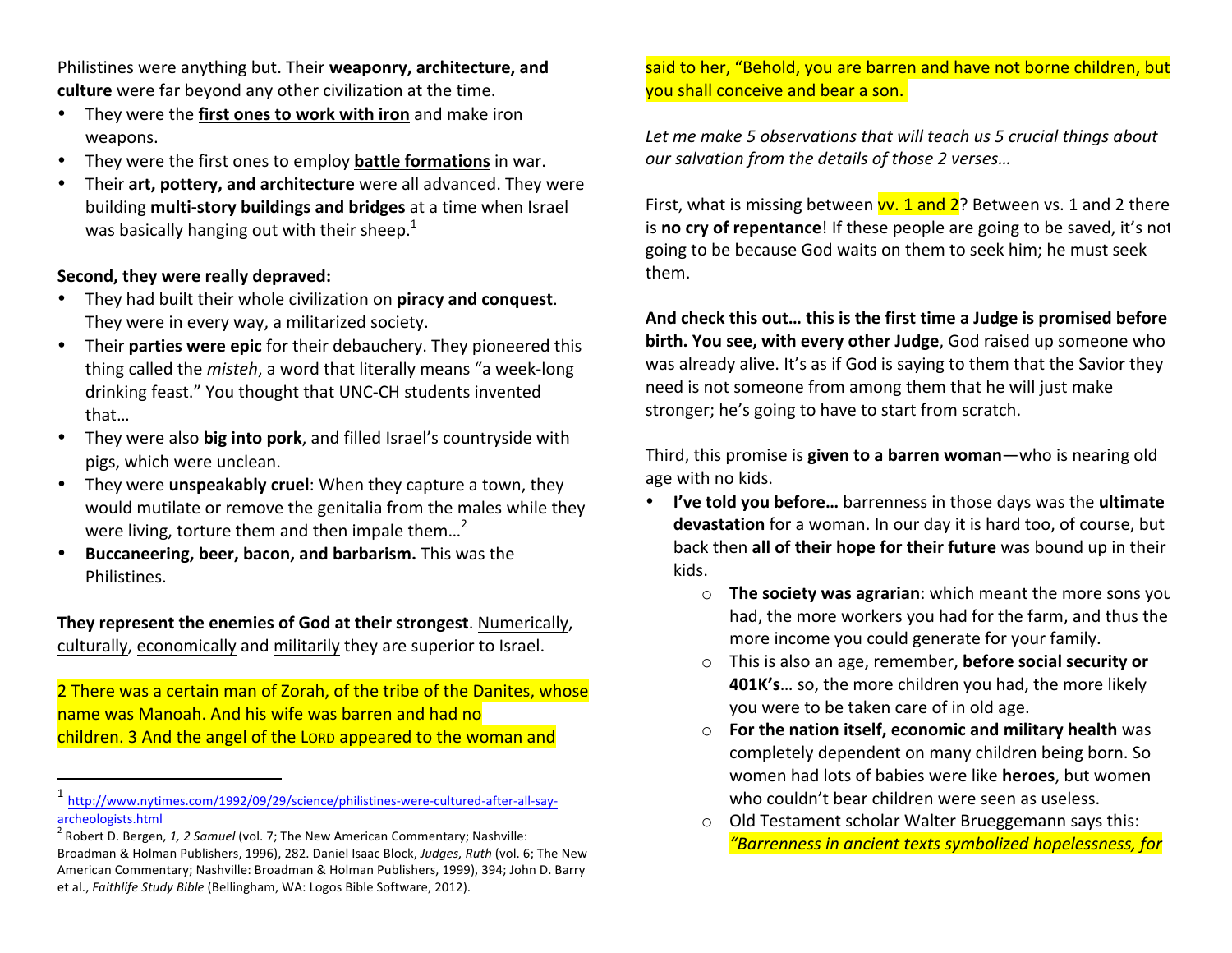Philistines were anything but. Their **weaponry, architecture, and culture** were far beyond any other civilization at the time.

- They were the **first ones to work with iron** and make iron weapons.
- They were the first ones to employ **battle formations** in war.
- Their **art, pottery, and architecture** were all advanced. They were building **multi-story buildings and bridges** at a time when Israel was basically hanging out with their sheep.[1]

**Second, they were really depraved:**

- They had built their whole civilization on **piracy and conquest**. They were in every way, a militarized society.
- Their **parties were epic** for their debauchery. They pioneered this thing called the *misteh*, a word that literally means "a week-long drinking feast." You thought that UNC-CH students invented that…
- They were also **big into pork**, and filled Israel's countryside with pigs, which were unclean.
- They were **unspeakably cruel**: When they capture a town, they would mutilate or remove the genitalia from the males while they were living, torture them and then impale them…[2]
- **Buccaneering, beer, bacon, and barbarism.** This was the Philistines.

**They represent the enemies of God at their strongest**. Numerically, culturally, economically and militarily they are superior to Israel.

2 There was a certain man of Zorah, of the tribe of the Danites, whose name was Manoah. And his wife was barren and had no children. 3 And the angel of the LORD appeared to the woman and said to her, "Behold, you are barren and have not borne children, but you shall conceive and bear a son.

*Let me make 5 observations that will teach us 5 crucial things about our salvation from the details of those 2 verses…*

First, what is missing between vv. 1 and 2? Between vs. 1 and 2 there is **no cry of repentance**! If these people are going to be saved, it's not going to be because God waits on them to seek him; he must seek them.

**And check this out… this is the first time a Judge is promised before birth. You see, with every other Judge**, God raised up someone who was already alive. It's as if God is saying to them that the Savior they need is not someone from among them that he will just make stronger; he's going to have to start from scratch.

Third, this promise is **given to a barren woman**—who is nearing old age with no kids.

- **I've told you before…** barrenness in those days was the **ultimate devastation** for a woman. In our day it is hard too, of course, but back then **all of their hope for their future** was bound up in their kids.
  - **The society was agrarian**: which meant the more sons you had, the more workers you had for the farm, and thus the more income you could generate for your family.
  - This is also an age, remember, **before social security or 401K's**… so, the more children you had, the more likely you were to be taken care of in old age.
  - **For the nation itself, economic and military health** was completely dependent on many children being born. So women had lots of babies were like **heroes**, but women who couldn't bear children were seen as useless.
  - Old Testament scholar Walter Brueggemann says this: *"Barrenness in ancient texts symbolized hopelessness, for*

---

[1] http://www.nytimes.com/1992/09/29/science/philistines-were-cultured-after-all-say-archeologists.html

[2] Robert D. Bergen, *1, 2 Samuel* (vol. 7; The New American Commentary; Nashville: Broadman & Holman Publishers, 1996), 282. Daniel Isaac Block, *Judges, Ruth* (vol. 6; The New American Commentary; Nashville: Broadman & Holman Publishers, 1999), 394; John D. Barry et al., *Faithlife Study Bible* (Bellingham, WA: Logos Bible Software, 2012).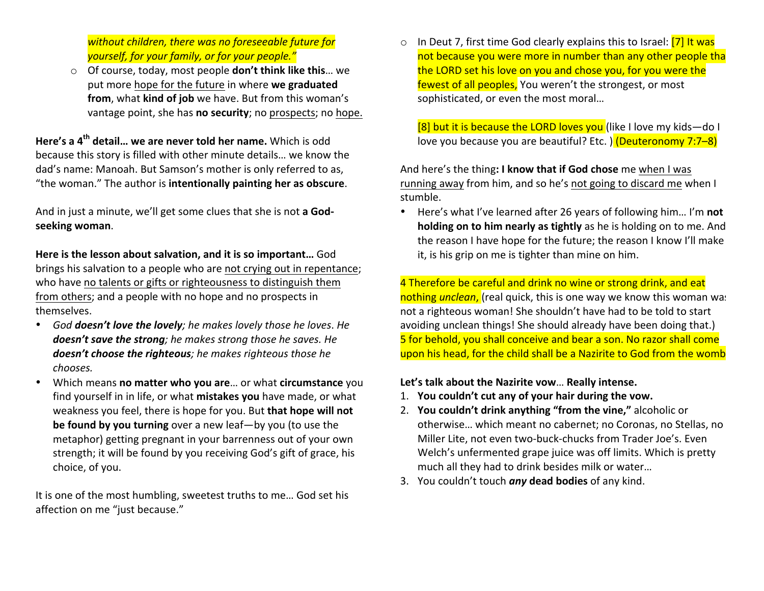*without children, there was no foreseeable future for yourself, for your family, or for your people."*

- Of course, today, most people **don't think like this**… we put more hope for the future in where **we graduated from**, what **kind of job** we have. But from this woman's vantage point, she has **no security**; no prospects; no hope.

**Here's a 4th detail… we are never told her name.** Which is odd because this story is filled with other minute details… we know the dad's name: Manoah. But Samson's mother is only referred to as, "the woman." The author is **intentionally painting her as obscure**.

And in just a minute, we'll get some clues that she is not **a God-seeking woman**.

**Here is the lesson about salvation, and it is so important…** God brings his salvation to a people who are not crying out in repentance; who have no talents or gifts or righteousness to distinguish them from others; and a people with no hope and no prospects in themselves.

- *God **doesn't love the lovely**; he makes lovely those he loves. He **doesn't save the strong**; he makes strong those he saves. He **doesn't choose the righteous**; he makes righteous those he chooses.*
- Which means **no matter who you are**… or what **circumstance** you find yourself in in life, or what **mistakes you** have made, or what weakness you feel, there is hope for you. But **that hope will not be found by you turning** over a new leaf—by you (to use the metaphor) getting pregnant in your barrenness out of your own strength; it will be found by you receiving God's gift of grace, his choice, of you.

It is one of the most humbling, sweetest truths to me… God set his affection on me "just because."

- In Deut 7, first time God clearly explains this to Israel: [7] It was not because you were more in number than any other people tha the LORD set his love on you and chose you, for you were the fewest of all peoples, You weren't the strongest, or most sophisticated, or even the most moral…

  [8] but it is because the LORD loves you (like I love my kids—do I love you because you are beautiful? Etc. ) (Deuteronomy 7:7–8)

And here's the thing**: I know that if God chose** me when I was running away from him, and so he's not going to discard me when I stumble.

- Here's what I've learned after 26 years of following him… I'm **not holding on to him nearly as tightly** as he is holding on to me. And the reason I have hope for the future; the reason I know I'll make it, is his grip on me is tighter than mine on him.

4 Therefore be careful and drink no wine or strong drink, and eat nothing *unclean*, (real quick, this is one way we know this woman was not a righteous woman! She shouldn't have had to be told to start avoiding unclean things! She should already have been doing that.) 5 for behold, you shall conceive and bear a son. No razor shall come upon his head, for the child shall be a Nazirite to God from the womb

**Let's talk about the Nazirite vow… Really intense.**

1. **You couldn't cut any of your hair during the vow.**
2. **You couldn't drink anything "from the vine,"** alcoholic or otherwise… which meant no cabernet; no Coronas, no Stellas, no Miller Lite, not even two-buck-chucks from Trader Joe's. Even Welch's unfermented grape juice was off limits. Which is pretty much all they had to drink besides milk or water…
3. You couldn't touch ***any* dead bodies** of any kind.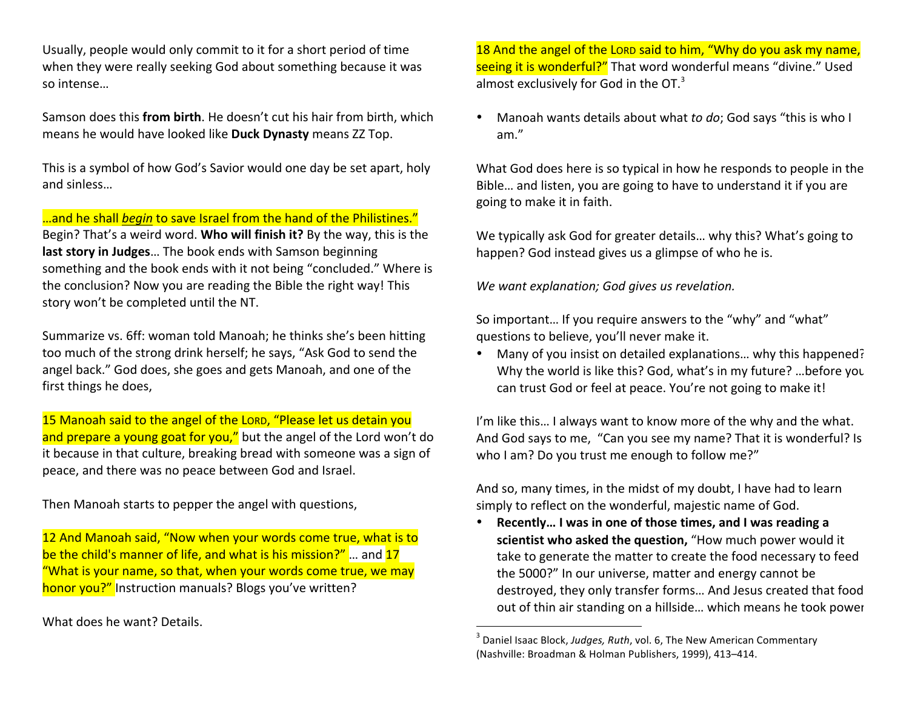Usually, people would only commit to it for a short period of time when they were really seeking God about something because it was so intense…

Samson does this **from birth**. He doesn't cut his hair from birth, which means he would have looked like **Duck Dynasty** means ZZ Top.

This is a symbol of how God's Savior would one day be set apart, holy and sinless…

…and he shall ***begin*** to save Israel from the hand of the Philistines." Begin? That's a weird word. **Who will finish it?** By the way, this is the **last story in Judges**… The book ends with Samson beginning something and the book ends with it not being "concluded." Where is the conclusion? Now you are reading the Bible the right way! This story won't be completed until the NT.

Summarize vs. 6ff: woman told Manoah; he thinks she's been hitting too much of the strong drink herself; he says, "Ask God to send the angel back." God does, she goes and gets Manoah, and one of the first things he does,

15 Manoah said to the angel of the LORD, "Please let us detain you and prepare a young goat for you," but the angel of the Lord won't do it because in that culture, breaking bread with someone was a sign of peace, and there was no peace between God and Israel.

Then Manoah starts to pepper the angel with questions,

12 And Manoah said, "Now when your words come true, what is to be the child's manner of life, and what is his mission?" … and 17 "What is your name, so that, when your words come true, we may honor you?" Instruction manuals? Blogs you've written?

What does he want? Details.

18 And the angel of the LORD said to him, "Why do you ask my name, seeing it is wonderful?" That word wonderful means "divine." Used almost exclusively for God in the OT.[3]

- Manoah wants details about what *to do*; God says "this is who I am."

What God does here is so typical in how he responds to people in the Bible… and listen, you are going to have to understand it if you are going to make it in faith.

We typically ask God for greater details… why this? What's going to happen? God instead gives us a glimpse of who he is.

*We want explanation; God gives us revelation.*

So important… If you require answers to the "why" and "what" questions to believe, you'll never make it.

- Many of you insist on detailed explanations… why this happened? Why the world is like this? God, what's in my future? …before you can trust God or feel at peace. You're not going to make it!

I'm like this… I always want to know more of the why and the what. And God says to me, "Can you see my name? That it is wonderful? Is who I am? Do you trust me enough to follow me?"

And so, many times, in the midst of my doubt, I have had to learn simply to reflect on the wonderful, majestic name of God.

- **Recently… I was in one of those times, and I was reading a scientist who asked the question,** "How much power would it take to generate the matter to create the food necessary to feed the 5000?" In our universe, matter and energy cannot be destroyed, they only transfer forms… And Jesus created that food out of thin air standing on a hillside… which means he took power

[3] Daniel Isaac Block, *Judges, Ruth*, vol. 6, The New American Commentary (Nashville: Broadman & Holman Publishers, 1999), 413–414.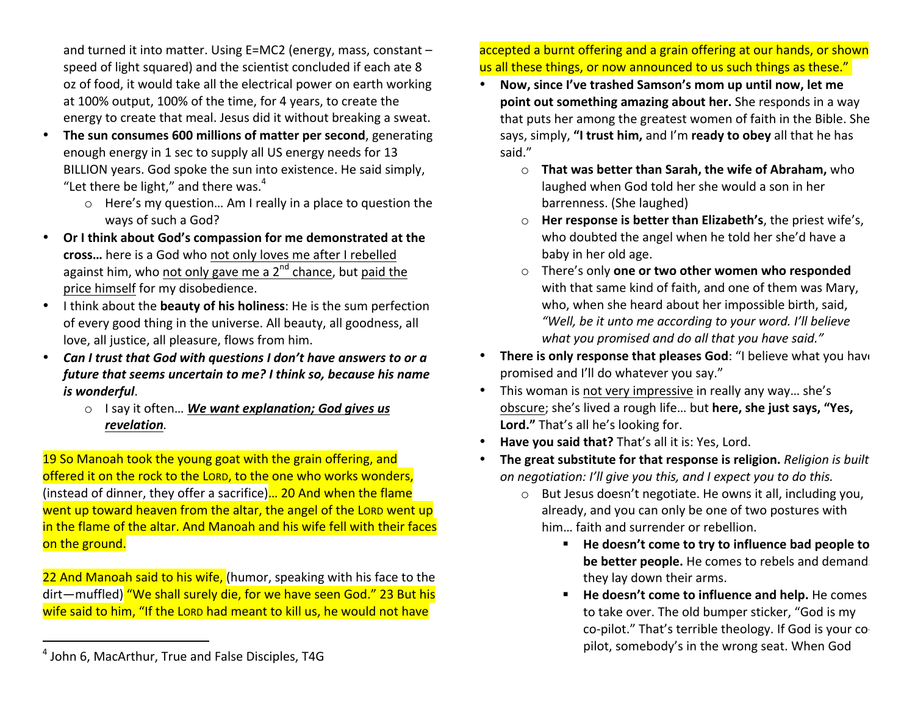and turned it into matter. Using E=MC2 (energy, mass, constant – speed of light squared) and the scientist concluded if each ate 8 oz of food, it would take all the electrical power on earth working at 100% output, 100% of the time, for 4 years, to create the energy to create that meal. Jesus did it without breaking a sweat.

- **The sun consumes 600 millions of matter per second**, generating enough energy in 1 sec to supply all US energy needs for 13 BILLION years. God spoke the sun into existence. He said simply, “Let there be light,” and there was.[4]
  - Here’s my question… Am I really in a place to question the ways of such a God?
- **Or I think about God’s compassion for me demonstrated at the cross…** here is a God who not only loves me after I rebelled against him, who not only gave me a 2nd chance, but paid the price himself for my disobedience.
- I think about the **beauty of his holiness**: He is the sum perfection of every good thing in the universe. All beauty, all goodness, all love, all justice, all pleasure, flows from him.
- ***Can I trust that God with questions I don’t have answers to or a future that seems uncertain to me? I think so, because his name is wonderful*.**
  - I say it often… ***We want explanation; God gives us revelation*.**

19 So Manoah took the young goat with the grain offering, and offered it on the rock to the LORD, to the one who works wonders, (instead of dinner, they offer a sacrifice)… 20 And when the flame went up toward heaven from the altar, the angel of the LORD went up in the flame of the altar. And Manoah and his wife fell with their faces on the ground.

22 And Manoah said to his wife, (humor, speaking with his face to the dirt—muffled) “We shall surely die, for we have seen God.” 23 But his wife said to him, “If the LORD had meant to kill us, he would not have accepted a burnt offering and a grain offering at our hands, or shown us all these things, or now announced to us such things as these.”

- **Now, since I’ve trashed Samson’s mom up until now, let me point out something amazing about her.** She responds in a way that puts her among the greatest women of faith in the Bible. She says, simply, **“I trust him,** and I’m **ready to obey** all that he has said.”
  - **That was better than Sarah, the wife of Abraham,** who laughed when God told her she would a son in her barrenness. (She laughed)
  - **Her response is better than Elizabeth’s**, the priest wife’s, who doubted the angel when he told her she’d have a baby in her old age.
  - There’s only **one or two other women who responded** with that same kind of faith, and one of them was Mary, who, when she heard about her impossible birth, said, *“Well, be it unto me according to your word. I’ll believe what you promised and do all that you have said.”*
- **There is only response that pleases God**: “I believe what you have promised and I’ll do whatever you say.”
- This woman is not very impressive in really any way… she’s obscure; she’s lived a rough life… but **here, she just says, “Yes, Lord.”** That’s all he’s looking for.
- **Have you said that?** That’s all it is: Yes, Lord.
- **The great substitute for that response is religion.** *Religion is built on negotiation: I’ll give you this, and I expect you to do this.*
  - But Jesus doesn’t negotiate. He owns it all, including you, already, and you can only be one of two postures with him… faith and surrender or rebellion.
    - **He doesn’t come to try to influence bad people to be better people.** He comes to rebels and demands they lay down their arms.
    - **He doesn’t come to influence and help.** He comes to take over. The old bumper sticker, “God is my co-pilot.” That’s terrible theology. If God is your co-pilot, somebody’s in the wrong seat. When God

[4] John 6, MacArthur, True and False Disciples, T4G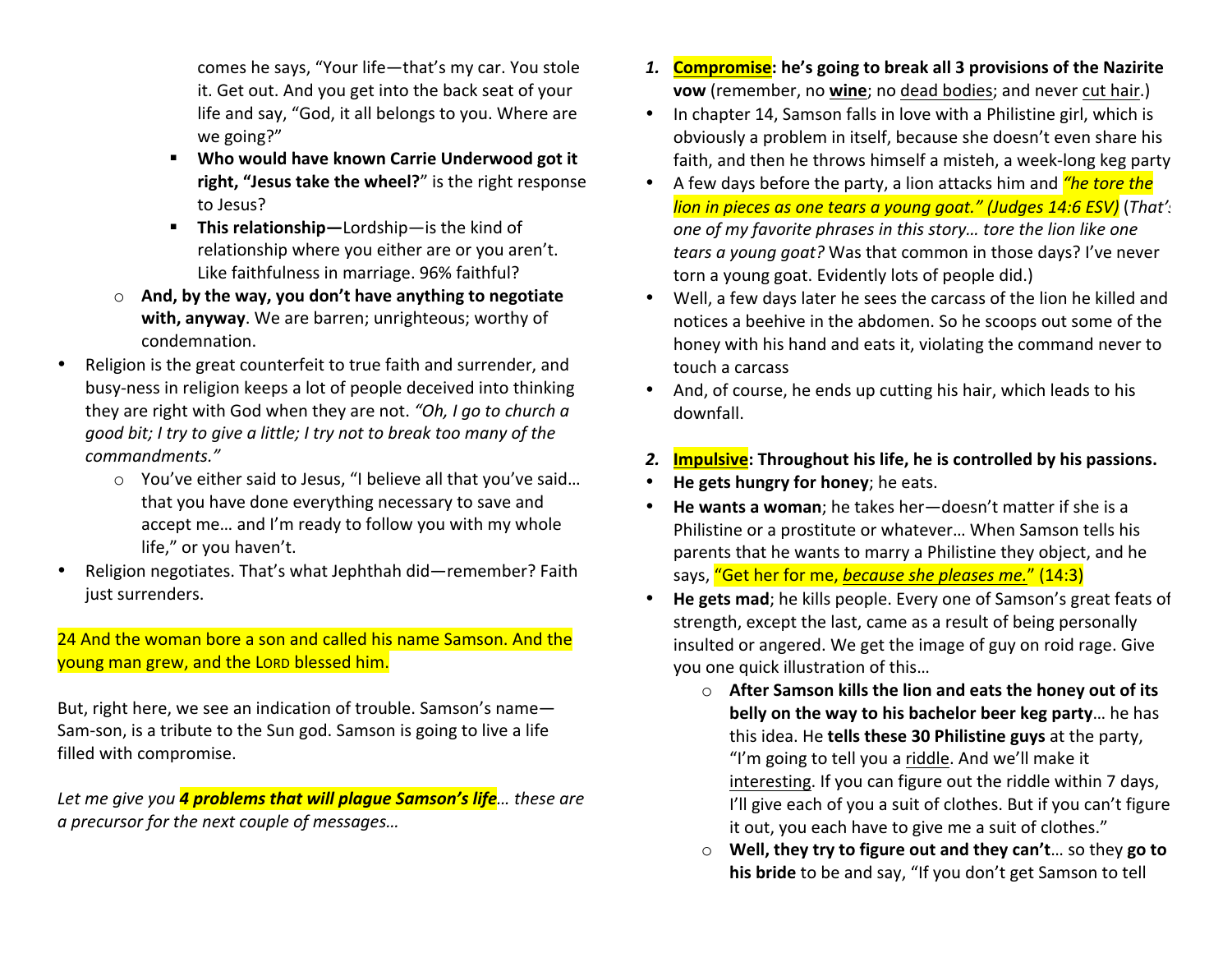comes he says, "Your life—that's my car. You stole it. Get out. And you get into the back seat of your life and say, "God, it all belongs to you. Where are we going?"

    - **Who would have known Carrie Underwood got it right, "Jesus take the wheel?"** is the right response to Jesus?
    - **This relationship—**Lordship—is the kind of relationship where you either are or you aren't. Like faithfulness in marriage. 96% faithful?
  - **And, by the way, you don't have anything to negotiate with, anyway**. We are barren; unrighteous; worthy of condemnation.
- Religion is the great counterfeit to true faith and surrender, and busy-ness in religion keeps a lot of people deceived into thinking they are right with God when they are not. *"Oh, I go to church a good bit; I try to give a little; I try not to break too many of the commandments."*
  - You've either said to Jesus, "I believe all that you've said… that you have done everything necessary to save and accept me… and I'm ready to follow you with my whole life," or you haven't.
- Religion negotiates. That's what Jephthah did—remember? Faith just surrenders.

24 And the woman bore a son and called his name Samson. And the young man grew, and the LORD blessed him.

But, right here, we see an indication of trouble. Samson's name—Sam-son, is a tribute to the Sun god. Samson is going to live a life filled with compromise.

*Let me give you* ***4 problems that will plague Samson's life****… these are a precursor for the next couple of messages…*

1. **Compromise: he's going to break all 3 provisions of the Nazirite vow** (remember, no **wine**; no dead bodies; and never cut hair.)

- In chapter 14, Samson falls in love with a Philistine girl, which is obviously a problem in itself, because she doesn't even share his faith, and then he throws himself a misteh, a week-long keg party
- A few days before the party, a lion attacks him and *"he tore the lion in pieces as one tears a young goat." (Judges 14:6 ESV)* (*That's one of my favorite phrases in this story… tore the lion like one tears a young goat?* Was that common in those days? I've never torn a young goat. Evidently lots of people did.)
- Well, a few days later he sees the carcass of the lion he killed and notices a beehive in the abdomen. So he scoops out some of the honey with his hand and eats it, violating the command never to touch a carcass
- And, of course, he ends up cutting his hair, which leads to his downfall.

2. **Impulsive: Throughout his life, he is controlled by his passions.**

- **He gets hungry for honey**; he eats.
- **He wants a woman**; he takes her—doesn't matter if she is a Philistine or a prostitute or whatever… When Samson tells his parents that he wants to marry a Philistine they object, and he says, "Get her for me, *because she pleases me.*" (14:3)
- **He gets mad**; he kills people. Every one of Samson's great feats of strength, except the last, came as a result of being personally insulted or angered. We get the image of guy on roid rage. Give you one quick illustration of this…
  - **After Samson kills the lion and eats the honey out of its belly on the way to his bachelor beer keg party**… he has this idea. He **tells these 30 Philistine guys** at the party, "I'm going to tell you a riddle. And we'll make it interesting. If you can figure out the riddle within 7 days, I'll give each of you a suit of clothes. But if you can't figure it out, you each have to give me a suit of clothes."
  - **Well, they try to figure out and they can't**… so they **go to his bride** to be and say, "If you don't get Samson to tell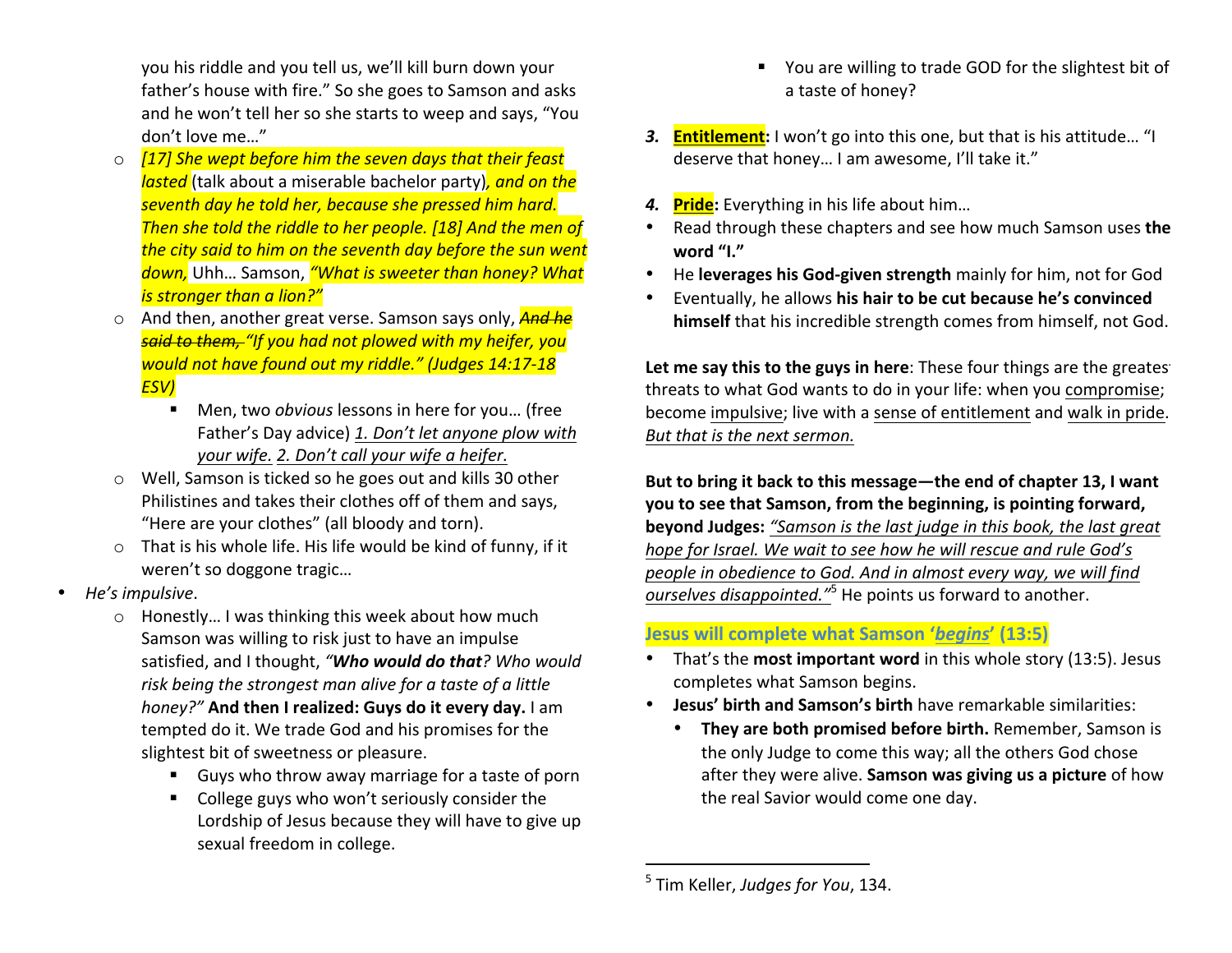you his riddle and you tell us, we'll kill burn down your father's house with fire." So she goes to Samson and asks and he won't tell her so she starts to weep and says, "You don't love me…"

- *[17] She wept before him the seven days that their feast lasted* (talk about a miserable bachelor party)*, and on the seventh day he told her, because she pressed him hard. Then she told the riddle to her people. [18] And the men of the city said to him on the seventh day before the sun went down,* Uhh… Samson, *"What is sweeter than honey? What is stronger than a lion?"*
- And then, another great verse. Samson says only, ~~*And he said to them,*~~ *"If you had not plowed with my heifer, you would not have found out my riddle." (Judges 14:17-18 ESV)*
  - Men, two *obvious* lessons in here for you… (free Father's Day advice) *1. Don't let anyone plow with your wife.* *2. Don't call your wife a heifer.*
- Well, Samson is ticked so he goes out and kills 30 other Philistines and takes their clothes off of them and says, "Here are your clothes" (all bloody and torn).
- That is his whole life. His life would be kind of funny, if it weren't so doggone tragic…

- *He's impulsive*.
  - Honestly… I was thinking this week about how much Samson was willing to risk just to have an impulse satisfied, and I thought, *"**Who would do that**? Who would risk being the strongest man alive for a taste of a little honey?"* **And then I realized: Guys do it every day.** I am tempted do it. We trade God and his promises for the slightest bit of sweetness or pleasure.
    - Guys who throw away marriage for a taste of porn
    - College guys who won't seriously consider the Lordship of Jesus because they will have to give up sexual freedom in college.
    - You are willing to trade GOD for the slightest bit of a taste of honey?

3. ***Entitlement*:** I won't go into this one, but that is his attitude… "I deserve that honey… I am awesome, I'll take it."

4. ***Pride*:** Everything in his life about him…

- Read through these chapters and see how much Samson uses **the word "I."**
- He **leverages his God-given strength** mainly for him, not for God
- Eventually, he allows **his hair to be cut because he's convinced himself** that his incredible strength comes from himself, not God.

**Let me say this to the guys in here**: These four things are the greatest threats to what God wants to do in your life: when you compromise; become impulsive; live with a sense of entitlement and walk in pride. *But that is the next sermon.*

**But to bring it back to this message—the end of chapter 13, I want you to see that Samson, from the beginning, is pointing forward, beyond Judges:** *"Samson is the last judge in this book, the last great hope for Israel. We wait to see how he will rescue and rule God's people in obedience to God. And in almost every way, we will find ourselves disappointed."*[5] He points us forward to another.

## Jesus will complete what Samson '*begins*' (13:5)

- That's the **most important word** in this whole story (13:5). Jesus completes what Samson begins.
- **Jesus' birth and Samson's birth** have remarkable similarities:
  - **They are both promised before birth.** Remember, Samson is the only Judge to come this way; all the others God chose after they were alive. **Samson was giving us a picture** of how the real Savior would come one day.

---

[5] Tim Keller, *Judges for You*, 134.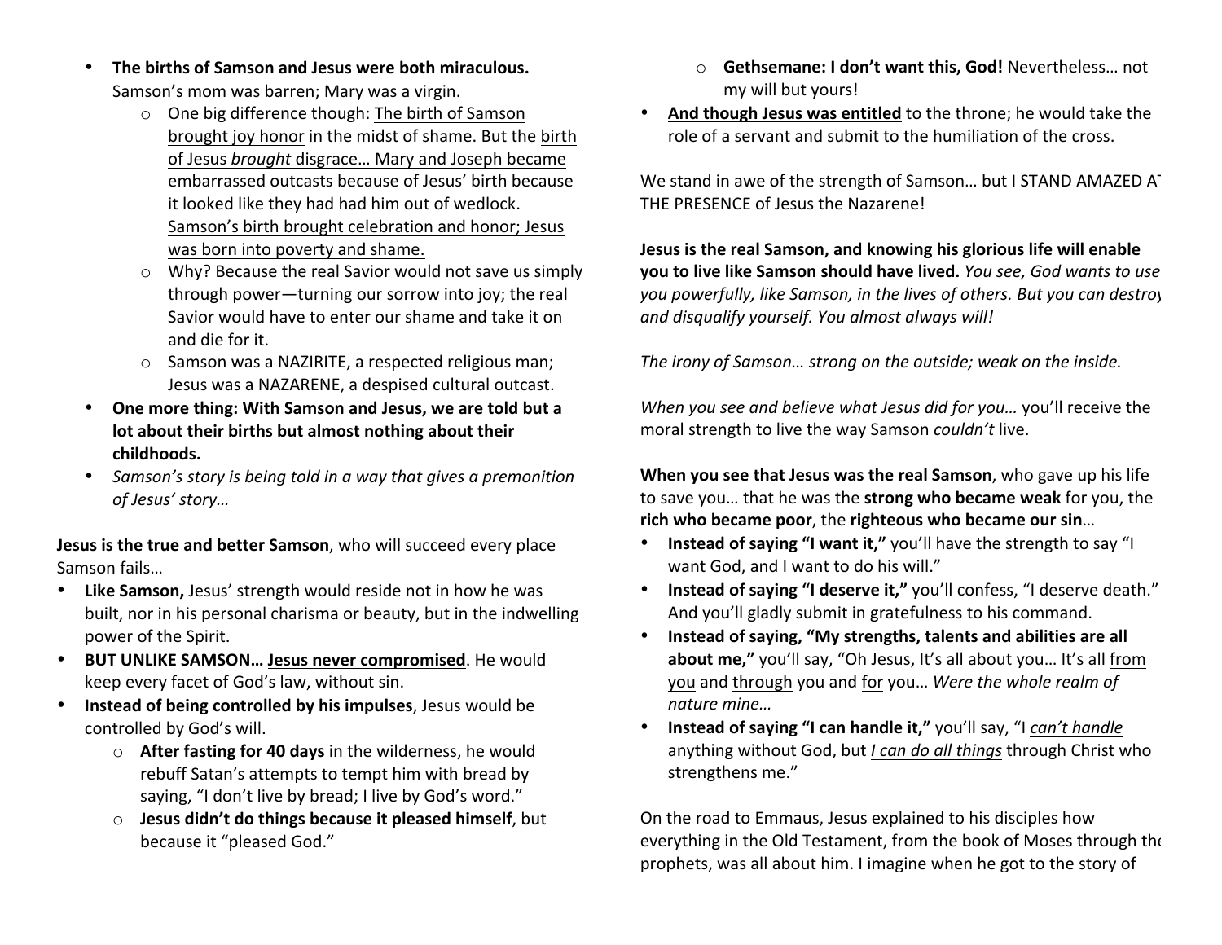- **The births of Samson and Jesus were both miraculous.** Samson's mom was barren; Mary was a virgin.
  - One big difference though: The birth of Samson brought joy honor in the midst of shame. But the birth of Jesus *brought* disgrace… Mary and Joseph became embarrassed outcasts because of Jesus' birth because it looked like they had had him out of wedlock. Samson's birth brought celebration and honor; Jesus was born into poverty and shame.
  - Why? Because the real Savior would not save us simply through power—turning our sorrow into joy; the real Savior would have to enter our shame and take it on and die for it.
  - Samson was a NAZIRITE, a respected religious man; Jesus was a NAZARENE, a despised cultural outcast.
- **One more thing: With Samson and Jesus, we are told but a lot about their births but almost nothing about their childhoods.**
- *Samson's story is being told in a way that gives a premonition of Jesus' story…*

**Jesus is the true and better Samson**, who will succeed every place Samson fails…

- **Like Samson,** Jesus' strength would reside not in how he was built, nor in his personal charisma or beauty, but in the indwelling power of the Spirit.
- **BUT UNLIKE SAMSON… Jesus never compromised**. He would keep every facet of God's law, without sin.
- **Instead of being controlled by his impulses**, Jesus would be controlled by God's will.
  - **After fasting for 40 days** in the wilderness, he would rebuff Satan's attempts to tempt him with bread by saying, "I don't live by bread; I live by God's word."
  - **Jesus didn't do things because it pleased himself**, but because it "pleased God."
  - **Gethsemane: I don't want this, God!** Nevertheless… not my will but yours!
- **And though Jesus was entitled** to the throne; he would take the role of a servant and submit to the humiliation of the cross.

We stand in awe of the strength of Samson… but I STAND AMAZED AT THE PRESENCE of Jesus the Nazarene!

**Jesus is the real Samson, and knowing his glorious life will enable you to live like Samson should have lived.** *You see, God wants to use you powerfully, like Samson, in the lives of others. But you can destroy and disqualify yourself. You almost always will!*

*The irony of Samson… strong on the outside; weak on the inside.*

*When you see and believe what Jesus did for you…* you'll receive the moral strength to live the way Samson *couldn't* live.

**When you see that Jesus was the real Samson**, who gave up his life to save you… that he was the **strong who became weak** for you, the **rich who became poor**, the **righteous who became our sin**…

- **Instead of saying "I want it,"** you'll have the strength to say "I want God, and I want to do his will."
- **Instead of saying "I deserve it,"** you'll confess, "I deserve death." And you'll gladly submit in gratefulness to his command.
- **Instead of saying, "My strengths, talents and abilities are all about me,"** you'll say, "Oh Jesus, It's all about you… It's all from you and through you and for you… *Were the whole realm of nature mine…*
- **Instead of saying "I can handle it,"** you'll say, "I *can't handle* anything without God, but *I can do all things* through Christ who strengthens me."

On the road to Emmaus, Jesus explained to his disciples how everything in the Old Testament, from the book of Moses through the prophets, was all about him. I imagine when he got to the story of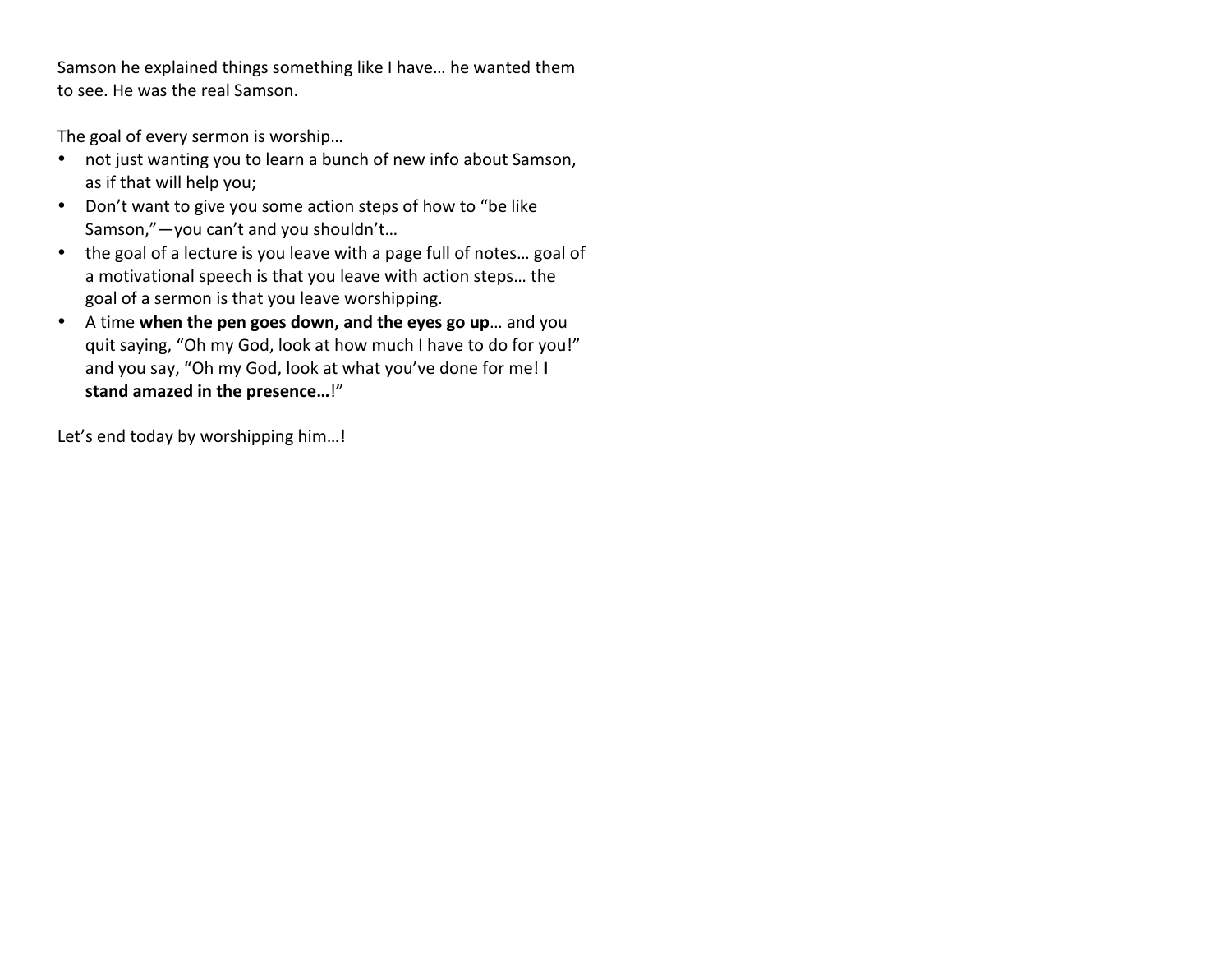Samson he explained things something like I have… he wanted them to see. He was the real Samson.

The goal of every sermon is worship…

- not just wanting you to learn a bunch of new info about Samson, as if that will help you;
- Don't want to give you some action steps of how to "be like Samson,"—you can't and you shouldn't…
- the goal of a lecture is you leave with a page full of notes… goal of a motivational speech is that you leave with action steps… the goal of a sermon is that you leave worshipping.
- A time **when the pen goes down, and the eyes go up**… and you quit saying, "Oh my God, look at how much I have to do for you!" and you say, "Oh my God, look at what you've done for me! **I stand amazed in the presence…**!"

Let's end today by worshipping him…!